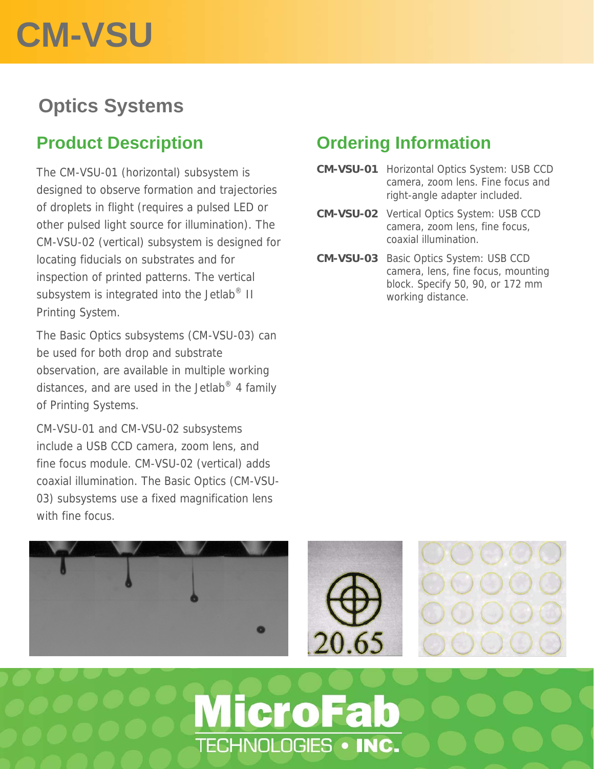# CM-VSU

## Optics Systems

### Product Description

The CM-VSU-01 (horizontal) subsystem is designed to observe formation and trajectories of droplets in flight (requires a pulsed LED or other pulsed light source for illumination). The CM-VSU-02 (vertical) subsystem is designed for locating fiducials on substrates and for inspection of printed patterns. The vertical subsystem is integrated into the Jetlab® II Printing System.

The Basic Optics subsystems (CM-VSU-03) can be used for both drop and substrate observation, are available in multiple working distances, and are used in the Jetlab® 4 family of Printing Systems.

CM-VSU-01 and CM-VSU-02 subsystems include a USB CCD camera, zoom lens, and fine focus module. CM-VSU-02 (vertical) adds coaxial illumination. The Basic Optics (CM-VSU-03) subsystems use a fixed magnification lens with fine focus.

### Ordering Information

**CM-VSU-01** Horizontal Optics System: USB CCD camera, zoom lens. Fine focus and right-angle adapter included.

**CM-VSU-02** Vertical Optics System: USB CCD camera, zoom lens, fine focus, coaxial illumination.

**CM-VSU-03** Basic Optics System: USB CCD camera, lens, fine focus, mounting block. Specify 50, 90, or 172 mm working distance.

MicroFab TECHNOLOGIES • INC.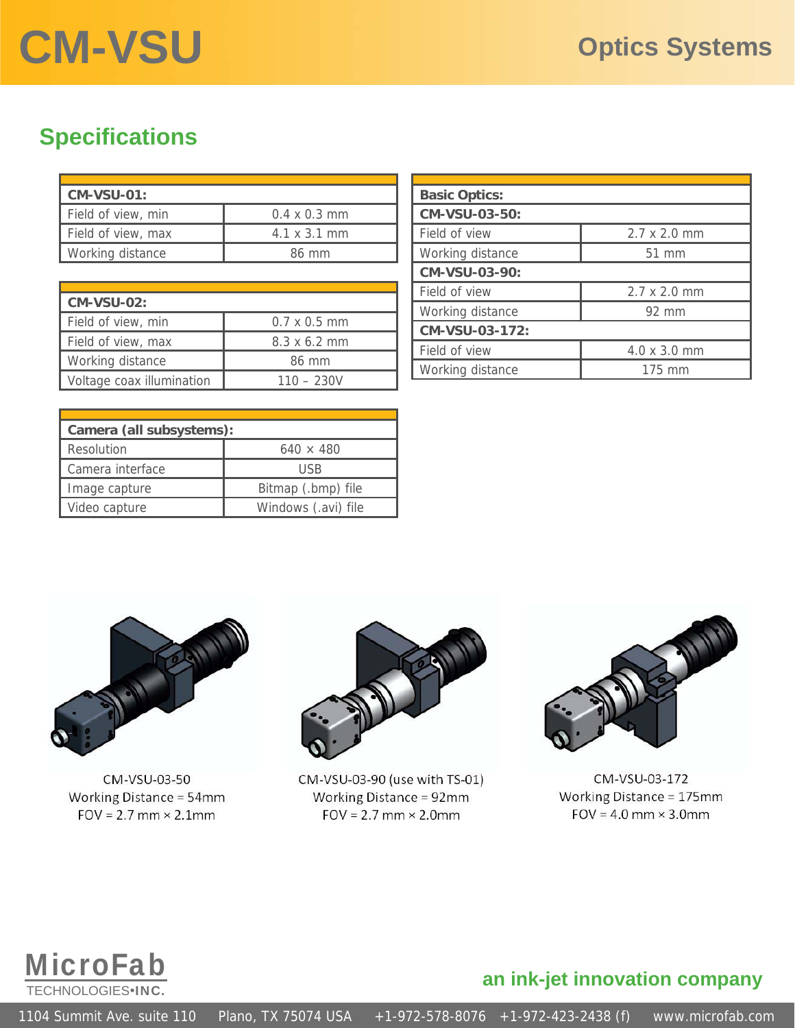# CM-VSU

Optics Systems

## Specifications

| | |
|---|---|
| **CM-VSU-01:** | |
| Field of view, min | 0.4 x 0.3 mm |
| Field of view, max | 4.1 x 3.1 mm |
| Working distance | 86 mm |

| | |
|---|---|
| **CM-VSU-02:** | |
| Field of view, min | 0.7 x 0.5 mm |
| Field of view, max | 8.3 x 6.2 mm |
| Working distance | 86 mm |
| Voltage coax illumination | 110 – 230V |

| | |
|---|---|
| **Camera (all subsystems):** | |
| Resolution | 640 × 480 |
| Camera interface | USB |
| Image capture | Bitmap (.bmp) file |
| Video capture | Windows (.avi) file |

| | |
|---|---|
| **Basic Optics:** | |
| **CM-VSU-03-50:** | |
| Field of view | 2.7 x 2.0 mm |
| Working distance | 51 mm |
| **CM-VSU-03-90:** | |
| Field of view | 2.7 x 2.0 mm |
| Working distance | 92 mm |
| **CM-VSU-03-172:** | |
| Field of view | 4.0 x 3.0 mm |
| Working distance | 175 mm |

CM-VSU-03-50
Working Distance = 54mm
FOV = 2.7 mm × 2.1mm

CM-VSU-03-90 (use with TS-01)
Working Distance = 92mm
FOV = 2.7 mm × 2.0mm

CM-VSU-03-172
Working Distance = 175mm
FOV = 4.0 mm × 3.0mm

MicroFab TECHNOLOGIES•INC.

an ink-jet innovation company

1104 Summit Ave. suite 110 Plano, TX 75074 USA +1-972-578-8076 +1-972-423-2438 (f) www.microfab.com